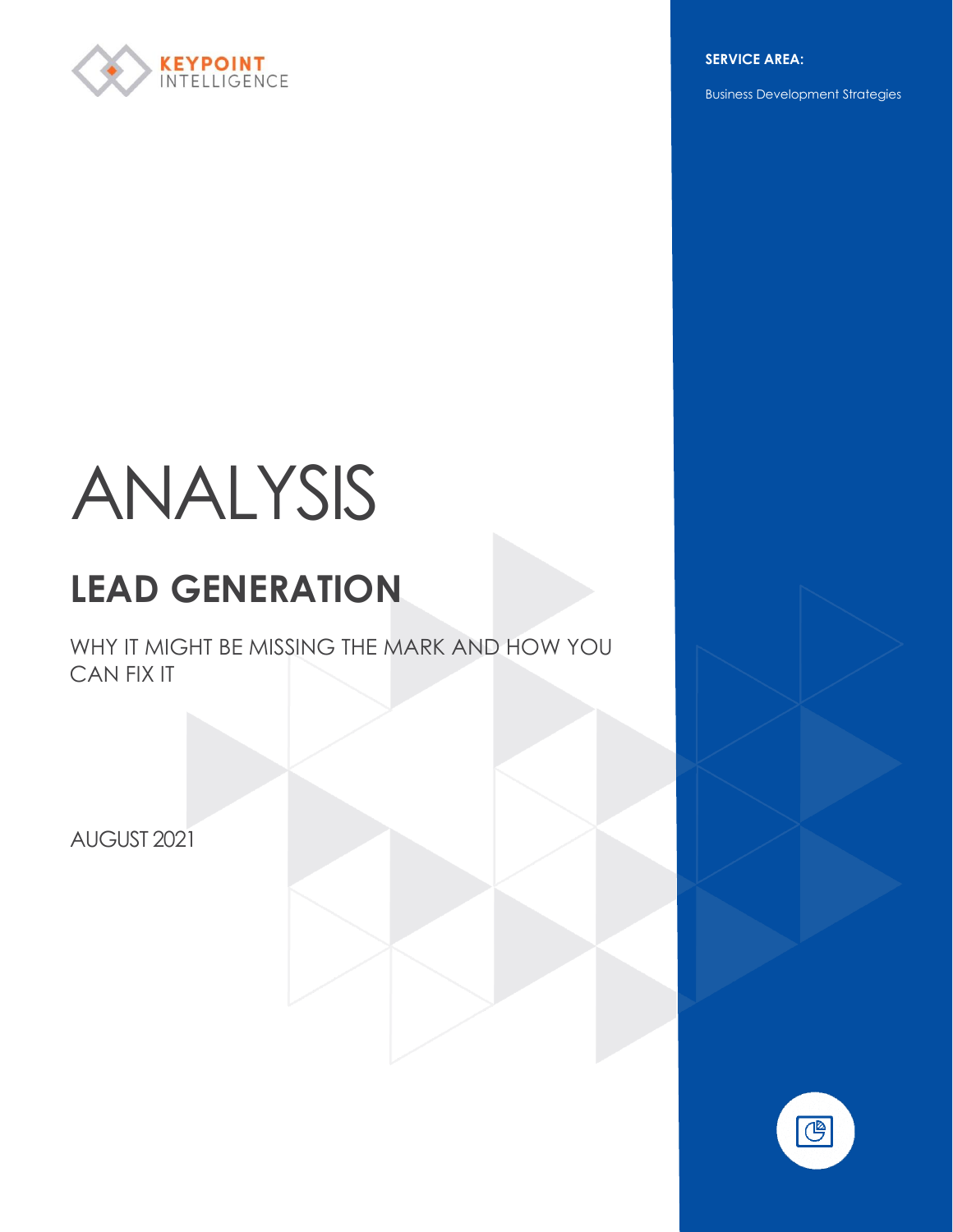KEYPOINT INTELLIGENCE

**SERVICE AREA:**

Business Development Strategies

# ANALYSIS

## LEAD GENERATION

WHY IT MIGHT BE MISSING THE MARK AND HOW YOU CAN FIX IT

AUGUST 2021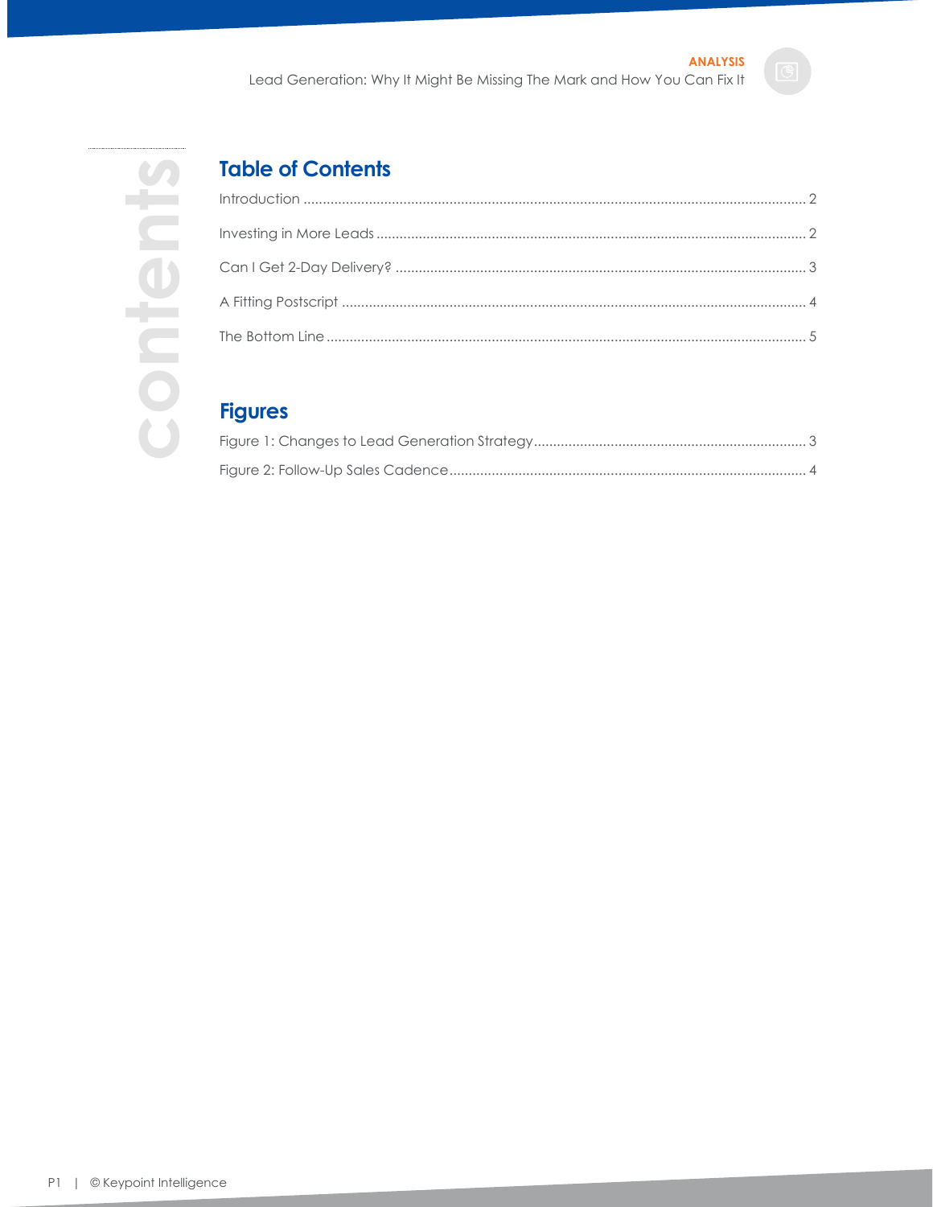## Table of Contents

Introduction ..... 2

Investing in More Leads ..... 2

Can I Get 2-Day Delivery? ..... 3

A Fitting Postscript ..... 4

The Bottom Line ..... 5

## Figures

Figure 1: Changes to Lead Generation Strategy ..... 3

Figure 2: Follow-Up Sales Cadence ..... 4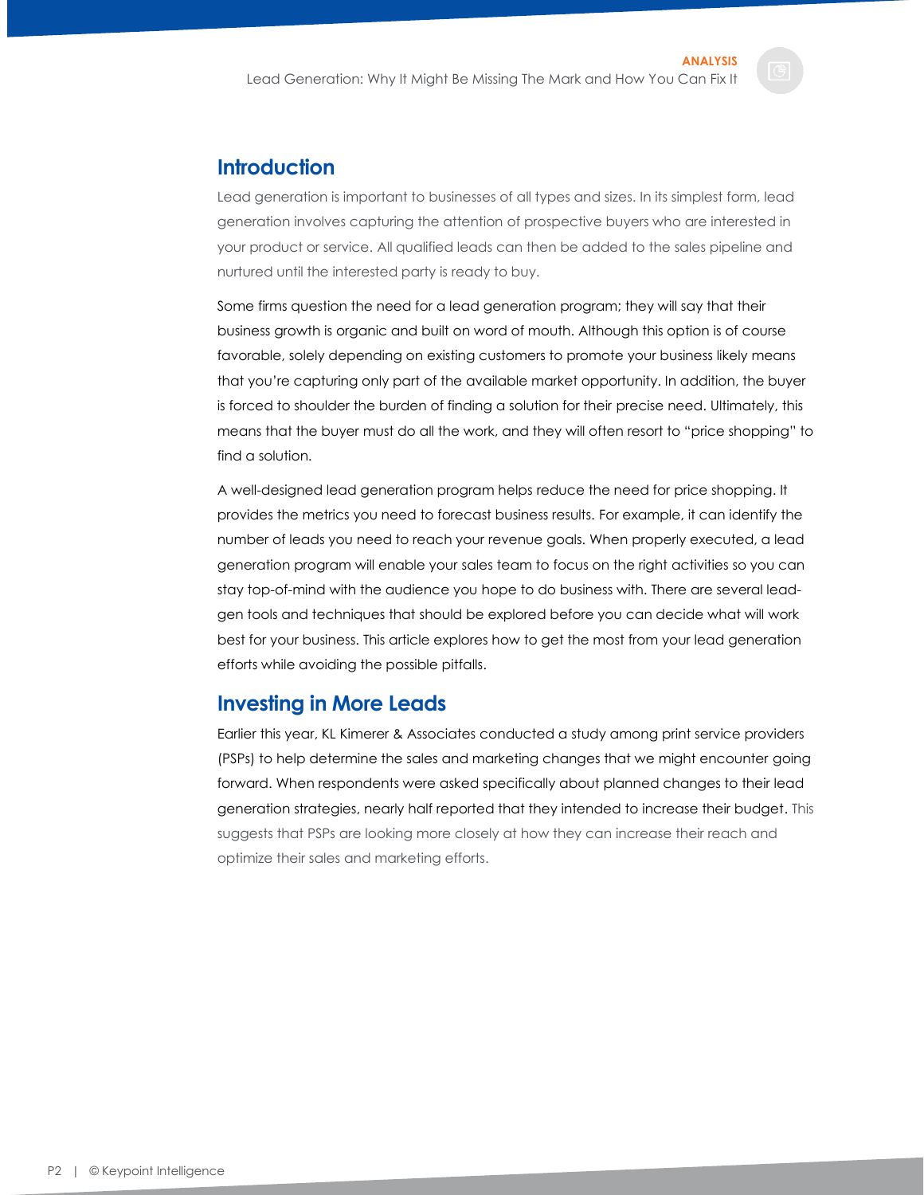## Introduction

Lead generation is important to businesses of all types and sizes. In its simplest form, lead generation involves capturing the attention of prospective buyers who are interested in your product or service. All qualified leads can then be added to the sales pipeline and nurtured until the interested party is ready to buy.

Some firms question the need for a lead generation program; they will say that their business growth is organic and built on word of mouth. Although this option is of course favorable, solely depending on existing customers to promote your business likely means that you're capturing only part of the available market opportunity. In addition, the buyer is forced to shoulder the burden of finding a solution for their precise need. Ultimately, this means that the buyer must do all the work, and they will often resort to "price shopping" to find a solution.

A well-designed lead generation program helps reduce the need for price shopping. It provides the metrics you need to forecast business results. For example, it can identify the number of leads you need to reach your revenue goals. When properly executed, a lead generation program will enable your sales team to focus on the right activities so you can stay top-of-mind with the audience you hope to do business with. There are several lead-gen tools and techniques that should be explored before you can decide what will work best for your business. This article explores how to get the most from your lead generation efforts while avoiding the possible pitfalls.

## Investing in More Leads

Earlier this year, KL Kimerer & Associates conducted a study among print service providers (PSPs) to help determine the sales and marketing changes that we might encounter going forward. When respondents were asked specifically about planned changes to their lead generation strategies, nearly half reported that they intended to increase their budget. This suggests that PSPs are looking more closely at how they can increase their reach and optimize their sales and marketing efforts.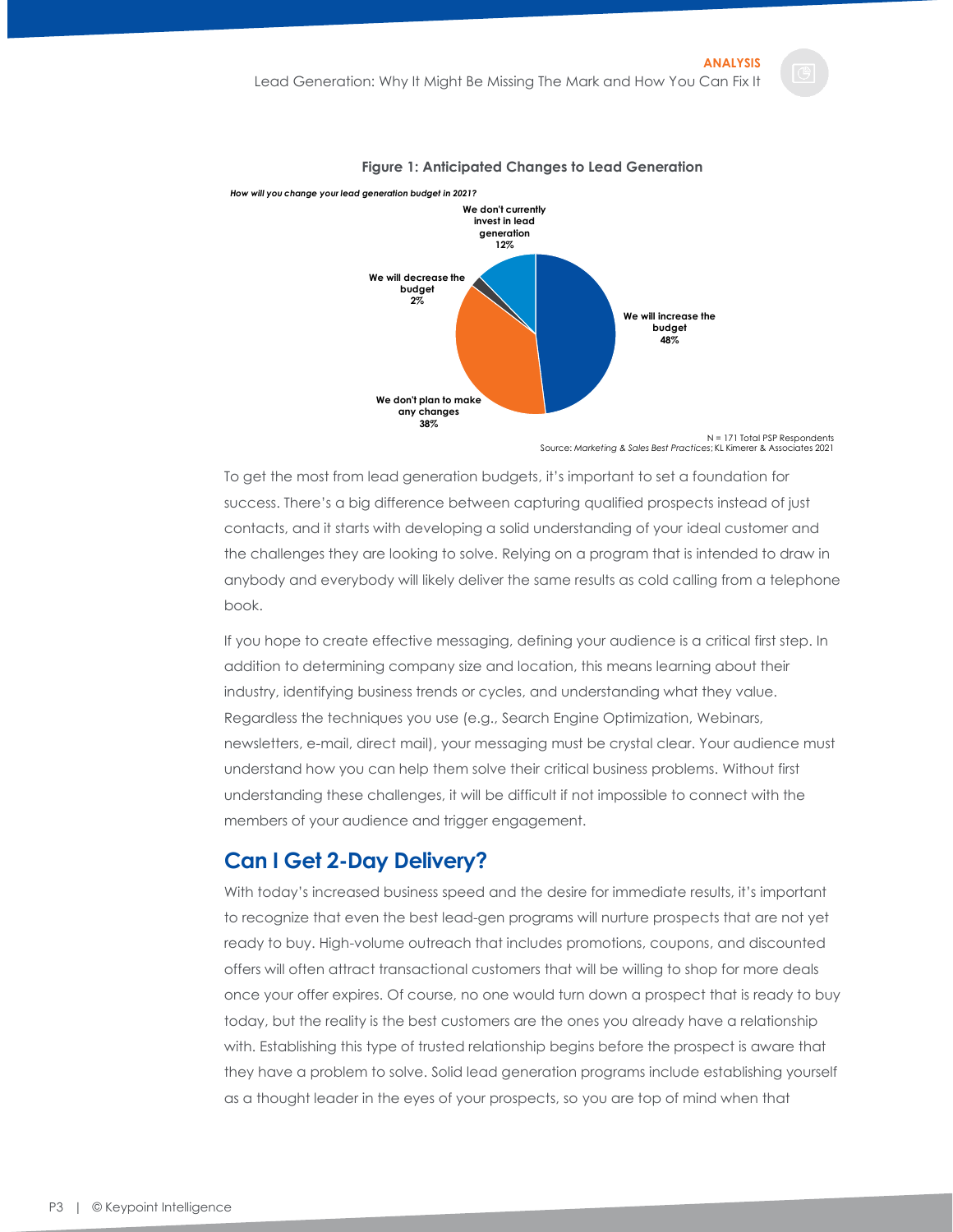**Figure 1: Anticipated Changes to Lead Generation**

*How will you change your lead generation budget in 2021?*

- We will increase the budget: 48%
- We don't plan to make any changes: 38%
- We don't currently invest in lead generation: 12%
- We will decrease the budget: 2%

N = 171 Total PSP Respondents
Source: *Marketing & Sales Best Practices*; KL Kimerer & Associates 2021

To get the most from lead generation budgets, it's important to set a foundation for success. There's a big difference between capturing qualified prospects instead of just contacts, and it starts with developing a solid understanding of your ideal customer and the challenges they are looking to solve. Relying on a program that is intended to draw in anybody and everybody will likely deliver the same results as cold calling from a telephone book.

If you hope to create effective messaging, defining your audience is a critical first step. In addition to determining company size and location, this means learning about their industry, identifying business trends or cycles, and understanding what they value. Regardless the techniques you use (e.g., Search Engine Optimization, Webinars, newsletters, e-mail, direct mail), your messaging must be crystal clear. Your audience must understand how you can help them solve their critical business problems. Without first understanding these challenges, it will be difficult if not impossible to connect with the members of your audience and trigger engagement.

## Can I Get 2-Day Delivery?

With today's increased business speed and the desire for immediate results, it's important to recognize that even the best lead-gen programs will nurture prospects that are not yet ready to buy. High-volume outreach that includes promotions, coupons, and discounted offers will often attract transactional customers that will be willing to shop for more deals once your offer expires. Of course, no one would turn down a prospect that is ready to buy today, but the reality is the best customers are the ones you already have a relationship with. Establishing this type of trusted relationship begins before the prospect is aware that they have a problem to solve. Solid lead generation programs include establishing yourself as a thought leader in the eyes of your prospects, so you are top of mind when that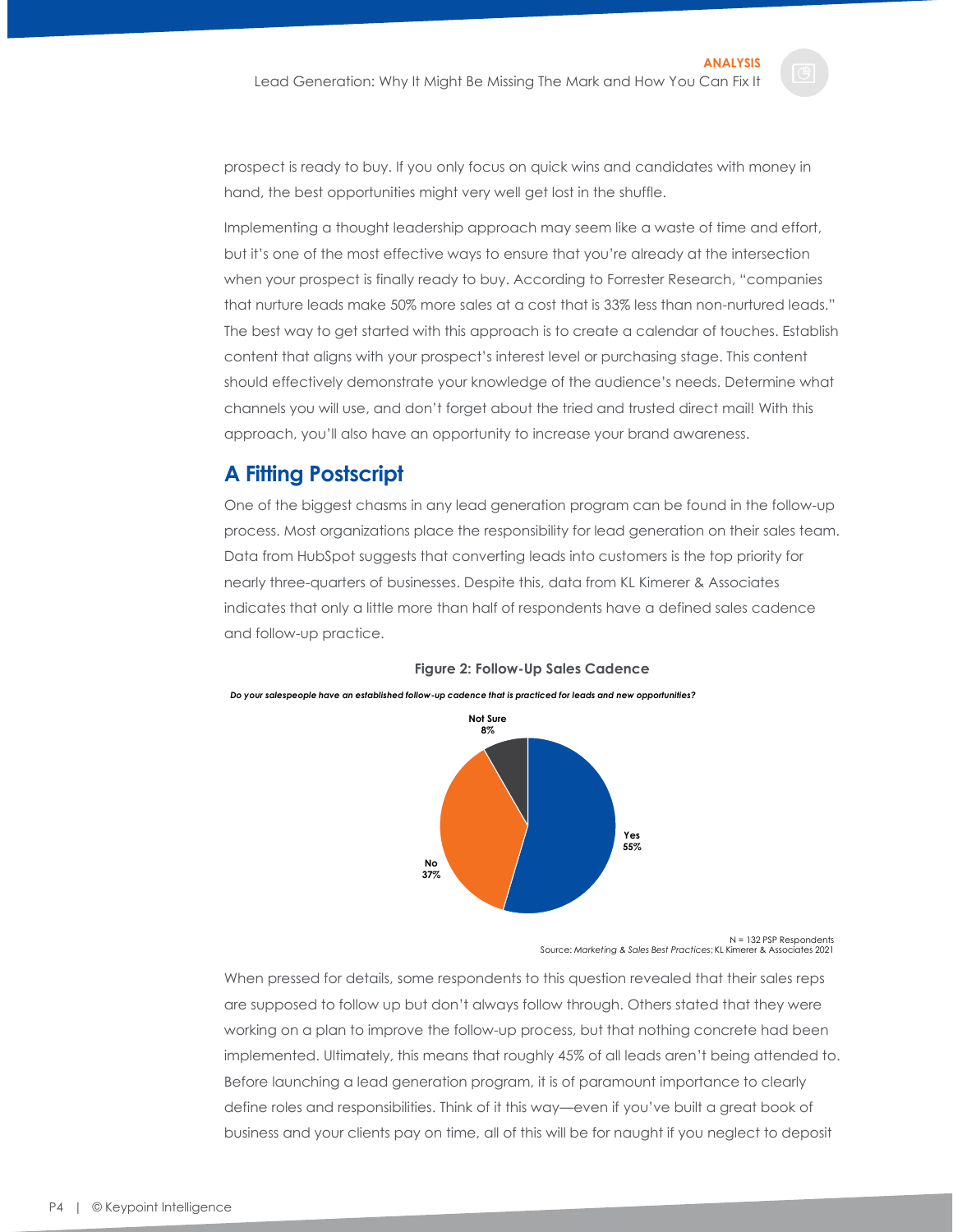prospect is ready to buy. If you only focus on quick wins and candidates with money in hand, the best opportunities might very well get lost in the shuffle.

Implementing a thought leadership approach may seem like a waste of time and effort, but it's one of the most effective ways to ensure that you're already at the intersection when your prospect is finally ready to buy. According to Forrester Research, "companies that nurture leads make 50% more sales at a cost that is 33% less than non-nurtured leads." The best way to get started with this approach is to create a calendar of touches. Establish content that aligns with your prospect's interest level or purchasing stage. This content should effectively demonstrate your knowledge of the audience's needs. Determine what channels you will use, and don't forget about the tried and trusted direct mail! With this approach, you'll also have an opportunity to increase your brand awareness.

## A Fitting Postscript

One of the biggest chasms in any lead generation program can be found in the follow-up process. Most organizations place the responsibility for lead generation on their sales team. Data from HubSpot suggests that converting leads into customers is the top priority for nearly three-quarters of businesses. Despite this, data from KL Kimerer & Associates indicates that only a little more than half of respondents have a defined sales cadence and follow-up practice.

**Figure 2: Follow-Up Sales Cadence**

***Do your salespeople have an established follow-up cadence that is practiced for leads and new opportunities?***

| Response | Percentage |
| --- | --- |
| Yes | 55% |
| No | 37% |
| Not Sure | 8% |

N = 132 PSP Respondents
Source: *Marketing & Sales Best Practices*; KL Kimerer & Associates 2021

When pressed for details, some respondents to this question revealed that their sales reps are supposed to follow up but don't always follow through. Others stated that they were working on a plan to improve the follow-up process, but that nothing concrete had been implemented. Ultimately, this means that roughly 45% of all leads aren't being attended to. Before launching a lead generation program, it is of paramount importance to clearly define roles and responsibilities. Think of it this way—even if you've built a great book of business and your clients pay on time, all of this will be for naught if you neglect to deposit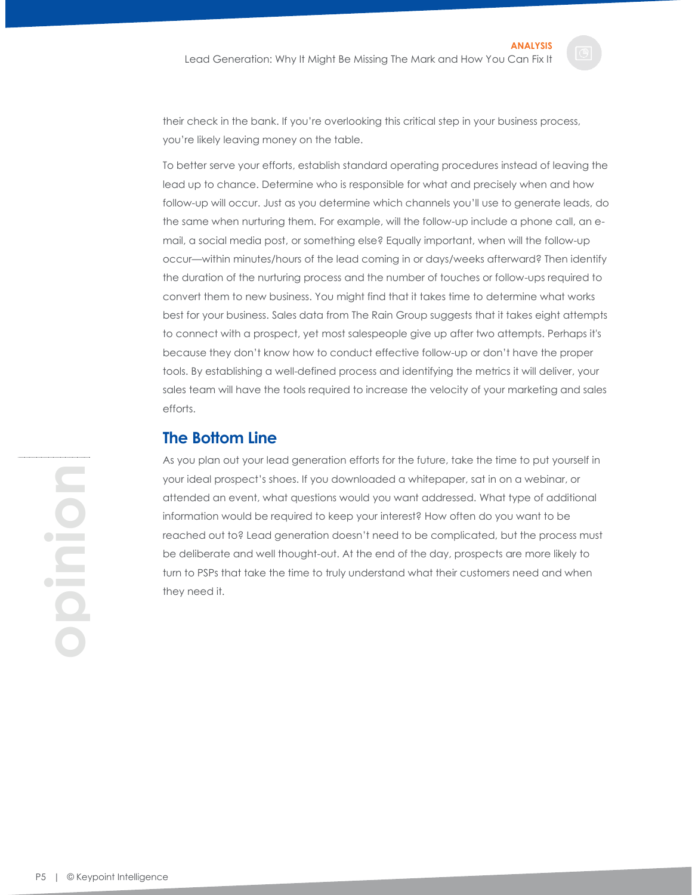their check in the bank. If you're overlooking this critical step in your business process, you're likely leaving money on the table.

To better serve your efforts, establish standard operating procedures instead of leaving the lead up to chance. Determine who is responsible for what and precisely when and how follow-up will occur. Just as you determine which channels you'll use to generate leads, do the same when nurturing them. For example, will the follow-up include a phone call, an e-mail, a social media post, or something else? Equally important, when will the follow-up occur—within minutes/hours of the lead coming in or days/weeks afterward? Then identify the duration of the nurturing process and the number of touches or follow-ups required to convert them to new business. You might find that it takes time to determine what works best for your business. Sales data from The Rain Group suggests that it takes eight attempts to connect with a prospect, yet most salespeople give up after two attempts. Perhaps it's because they don't know how to conduct effective follow-up or don't have the proper tools. By establishing a well-defined process and identifying the metrics it will deliver, your sales team will have the tools required to increase the velocity of your marketing and sales efforts.

## The Bottom Line

As you plan out your lead generation efforts for the future, take the time to put yourself in your ideal prospect's shoes. If you downloaded a whitepaper, sat in on a webinar, or attended an event, what questions would you want addressed. What type of additional information would be required to keep your interest? How often do you want to be reached out to? Lead generation doesn't need to be complicated, but the process must be deliberate and well thought-out. At the end of the day, prospects are more likely to turn to PSPs that take the time to truly understand what their customers need and when they need it.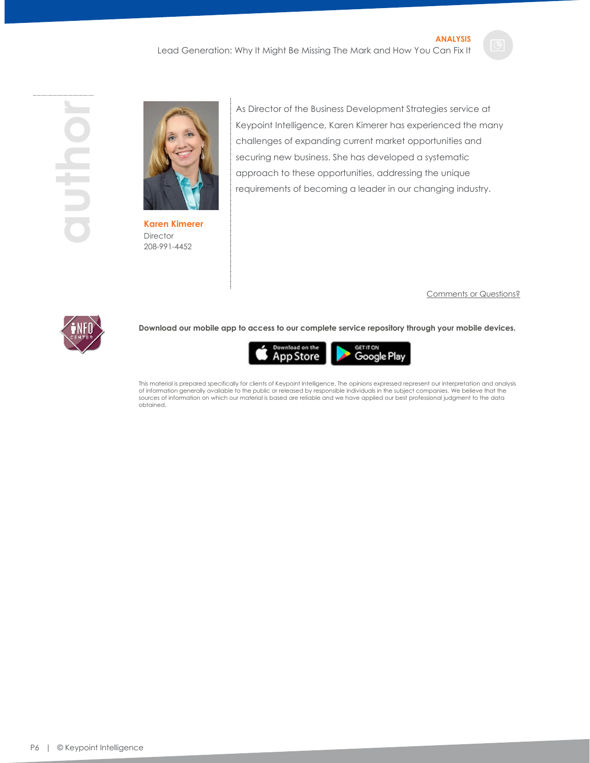# author

**Karen Kimerer**
Director
208-991-4452

As Director of the Business Development Strategies service at Keypoint Intelligence, Karen Kimerer has experienced the many challenges of expanding current market opportunities and securing new business. She has developed a systematic approach to these opportunities, addressing the unique requirements of becoming a leader in our changing industry.

Comments or Questions?

**Download our mobile app to access to our complete service repository through your mobile devices.**

This material is prepared specifically for clients of Keypoint Intelligence. The opinions expressed represent our interpretation and analysis of information generally available to the public or released by responsible individuals in the subject companies. We believe that the sources of information on which our material is based are reliable and we have applied our best professional judgment to the data obtained.